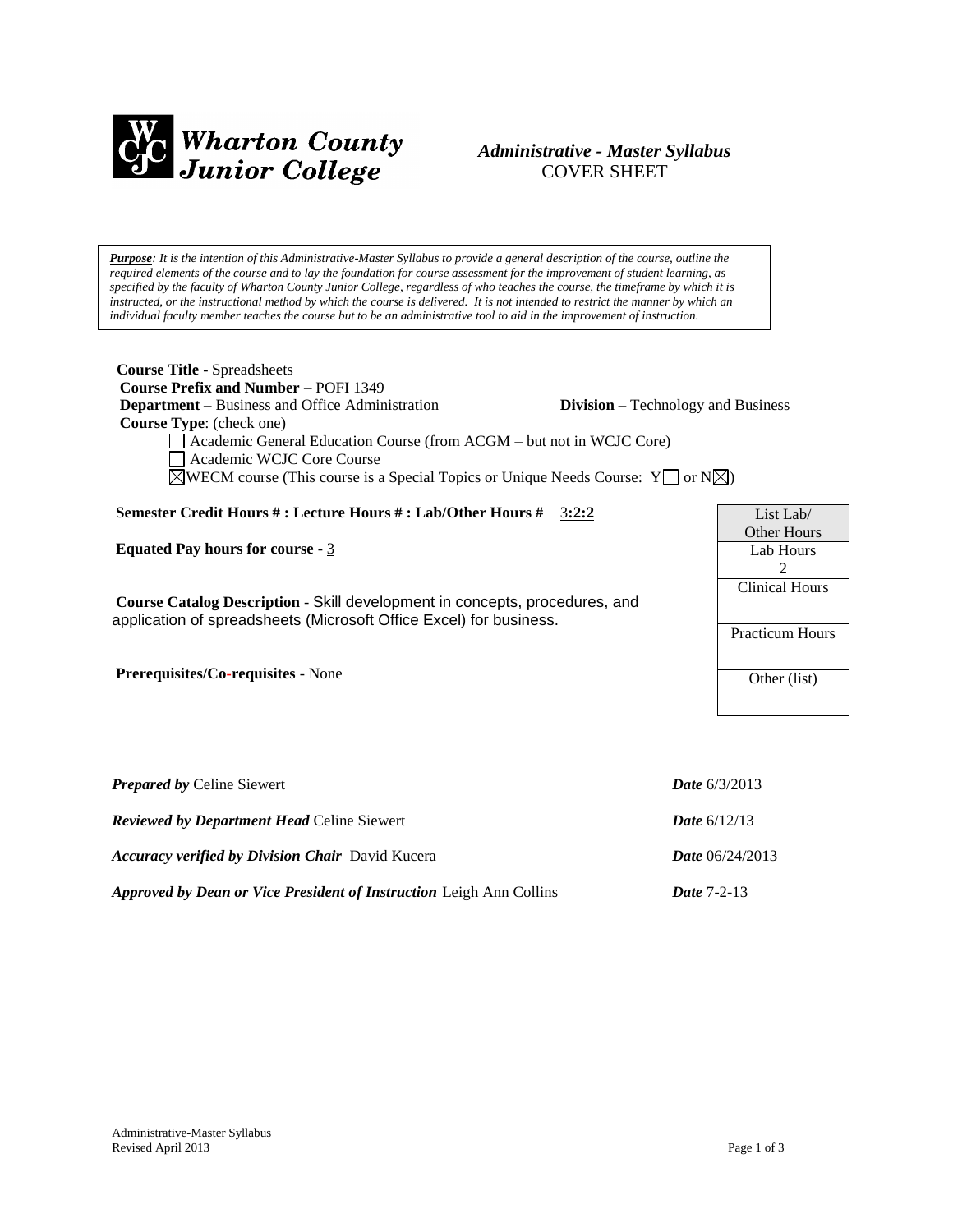**Wharton County Junior College**

***Administrative - Master Syllabus***
COVER SHEET

***Purpose**: It is the intention of this Administrative-Master Syllabus to provide a general description of the course, outline the required elements of the course and to lay the foundation for course assessment for the improvement of student learning, as specified by the faculty of Wharton County Junior College, regardless of who teaches the course, the timeframe by which it is instructed, or the instructional method by which the course is delivered. It is not intended to restrict the manner by which an individual faculty member teaches the course but to be an administrative tool to aid in the improvement of instruction.*

**Course Title** - Spreadsheets
**Course Prefix and Number** – POFI 1349
**Department** – Business and Office Administration **Division** – Technology and Business
**Course Type**: (check one)

- ☐ Academic General Education Course (from ACGM – but not in WCJC Core)
- ☐ Academic WCJC Core Course
- ☒ WECM course (This course is a Special Topics or Unique Needs Course: Y☐ or N☒)

**Semester Credit Hours # : Lecture Hours # : Lab/Other Hours #** 3**:2:2**

**Equated Pay hours for course** - 3

**Course Catalog Description** - Skill development in concepts, procedures, and application of spreadsheets (Microsoft Office Excel) for business.

**Prerequisites/Co-requisites** - None

| List Lab/ Other Hours |
|---|
| Lab Hours 2 |
| Clinical Hours |
| Practicum Hours |
| Other (list) |

***Prepared by*** Celine Siewert ***Date*** 6/3/2013

***Reviewed by Department Head*** Celine Siewert ***Date*** 6/12/13

***Accuracy verified by Division Chair*** David Kucera ***Date*** 06/24/2013

***Approved by Dean or Vice President of Instruction*** Leigh Ann Collins ***Date*** 7-2-13

Administrative-Master Syllabus
Revised April 2013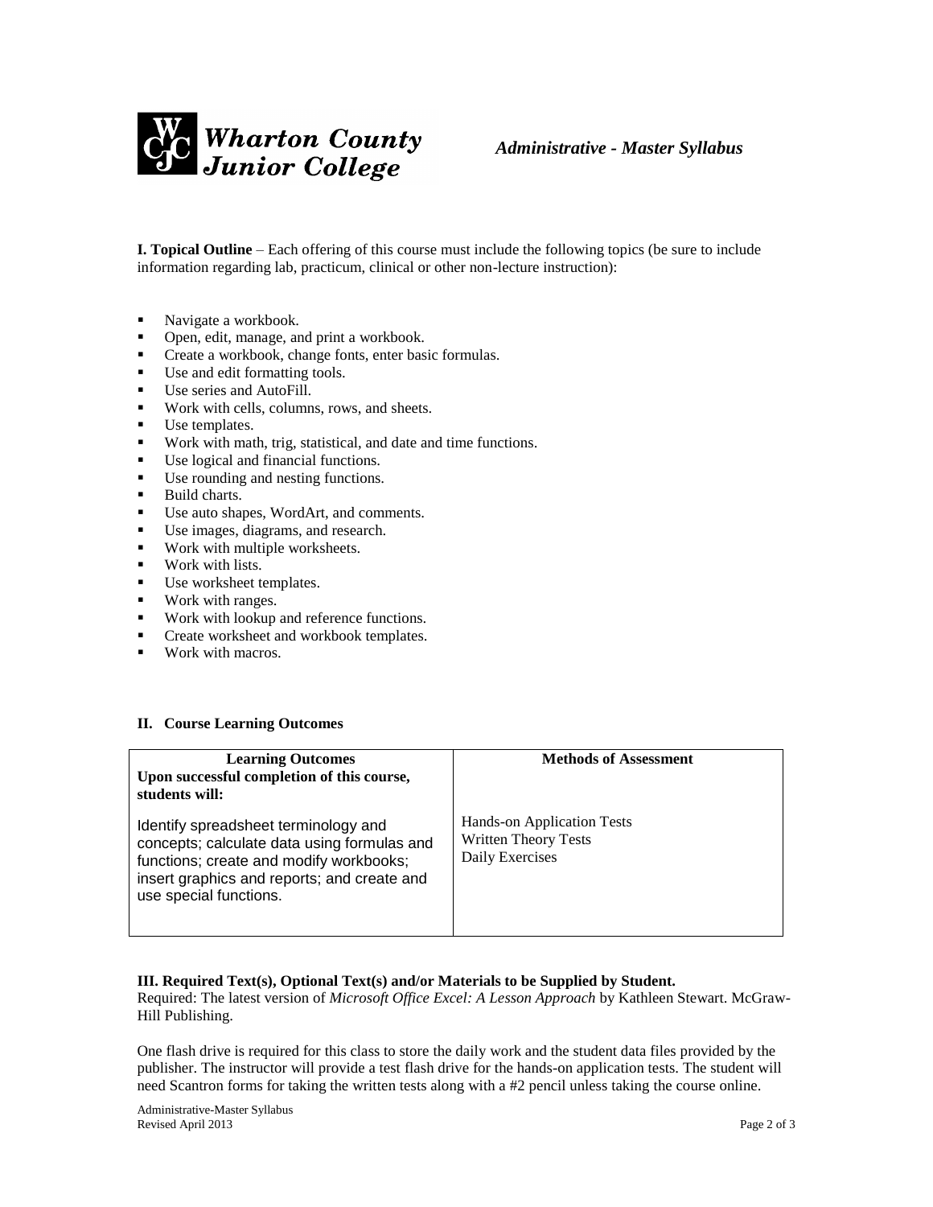Wharton County Junior College

*Administrative - Master Syllabus*

**I. Topical Outline** – Each offering of this course must include the following topics (be sure to include information regarding lab, practicum, clinical or other non-lecture instruction):

- Navigate a workbook.
- Open, edit, manage, and print a workbook.
- Create a workbook, change fonts, enter basic formulas.
- Use and edit formatting tools.
- Use series and AutoFill.
- Work with cells, columns, rows, and sheets.
- Use templates.
- Work with math, trig, statistical, and date and time functions.
- Use logical and financial functions.
- Use rounding and nesting functions.
- Build charts.
- Use auto shapes, WordArt, and comments.
- Use images, diagrams, and research.
- Work with multiple worksheets.
- Work with lists.
- Use worksheet templates.
- Work with ranges.
- Work with lookup and reference functions.
- Create worksheet and workbook templates.
- Work with macros.

**II. Course Learning Outcomes**

| **Learning Outcomes**<br>**Upon successful completion of this course, students will:** | **Methods of Assessment** |
|---|---|
| Identify spreadsheet terminology and concepts; calculate data using formulas and functions; create and modify workbooks; insert graphics and reports; and create and use special functions. | Hands-on Application Tests<br>Written Theory Tests<br>Daily Exercises |

**III. Required Text(s), Optional Text(s) and/or Materials to be Supplied by Student.**

Required: The latest version of *Microsoft Office Excel: A Lesson Approach* by Kathleen Stewart. McGraw-Hill Publishing.

One flash drive is required for this class to store the daily work and the student data files provided by the publisher. The instructor will provide a test flash drive for the hands-on application tests. The student will need Scantron forms for taking the written tests along with a #2 pencil unless taking the course online.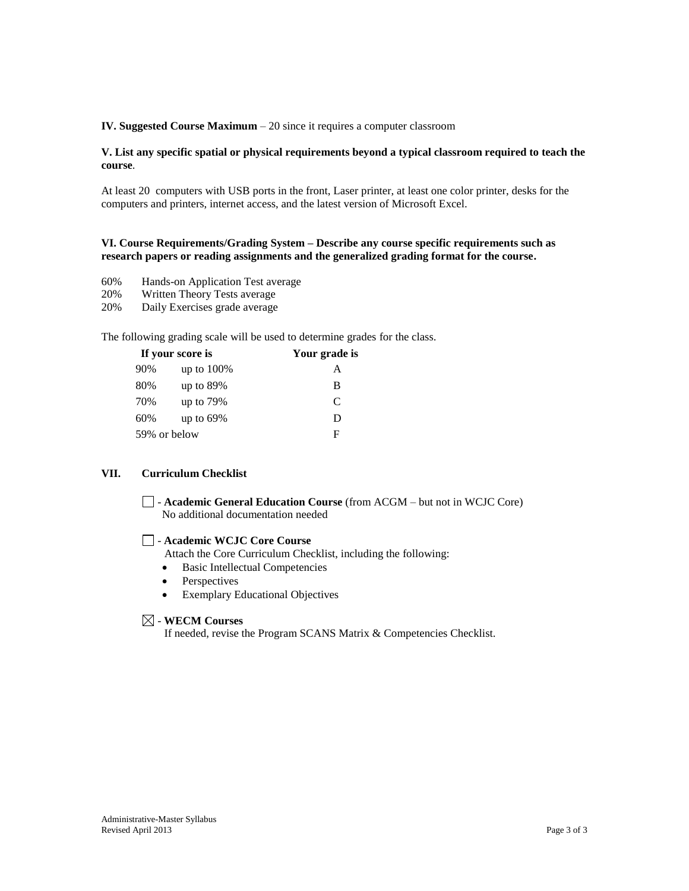**IV. Suggested Course Maximum** – 20 since it requires a computer classroom

**V. List any specific spatial or physical requirements beyond a typical classroom required to teach the course**.

At least 20 computers with USB ports in the front, Laser printer, at least one color printer, desks for the computers and printers, internet access, and the latest version of Microsoft Excel.

**VI. Course Requirements/Grading System – Describe any course specific requirements such as research papers or reading assignments and the generalized grading format for the course.**

60% Hands-on Application Test average
20% Written Theory Tests average
20% Daily Exercises grade average

The following grading scale will be used to determine grades for the class.

| If your score is | | Your grade is |
|---|---|---|
| 90% | up to 100% | A |
| 80% | up to 89% | B |
| 70% | up to 79% | C |
| 60% | up to 69% | D |
| 59% or below | | F |

**VII. Curriculum Checklist**

☐ - **Academic General Education Course** (from ACGM – but not in WCJC Core)
No additional documentation needed

☐ - **Academic WCJC Core Course**
Attach the Core Curriculum Checklist, including the following:

- Basic Intellectual Competencies
- Perspectives
- Exemplary Educational Objectives

☒ - **WECM Courses**
If needed, revise the Program SCANS Matrix & Competencies Checklist.